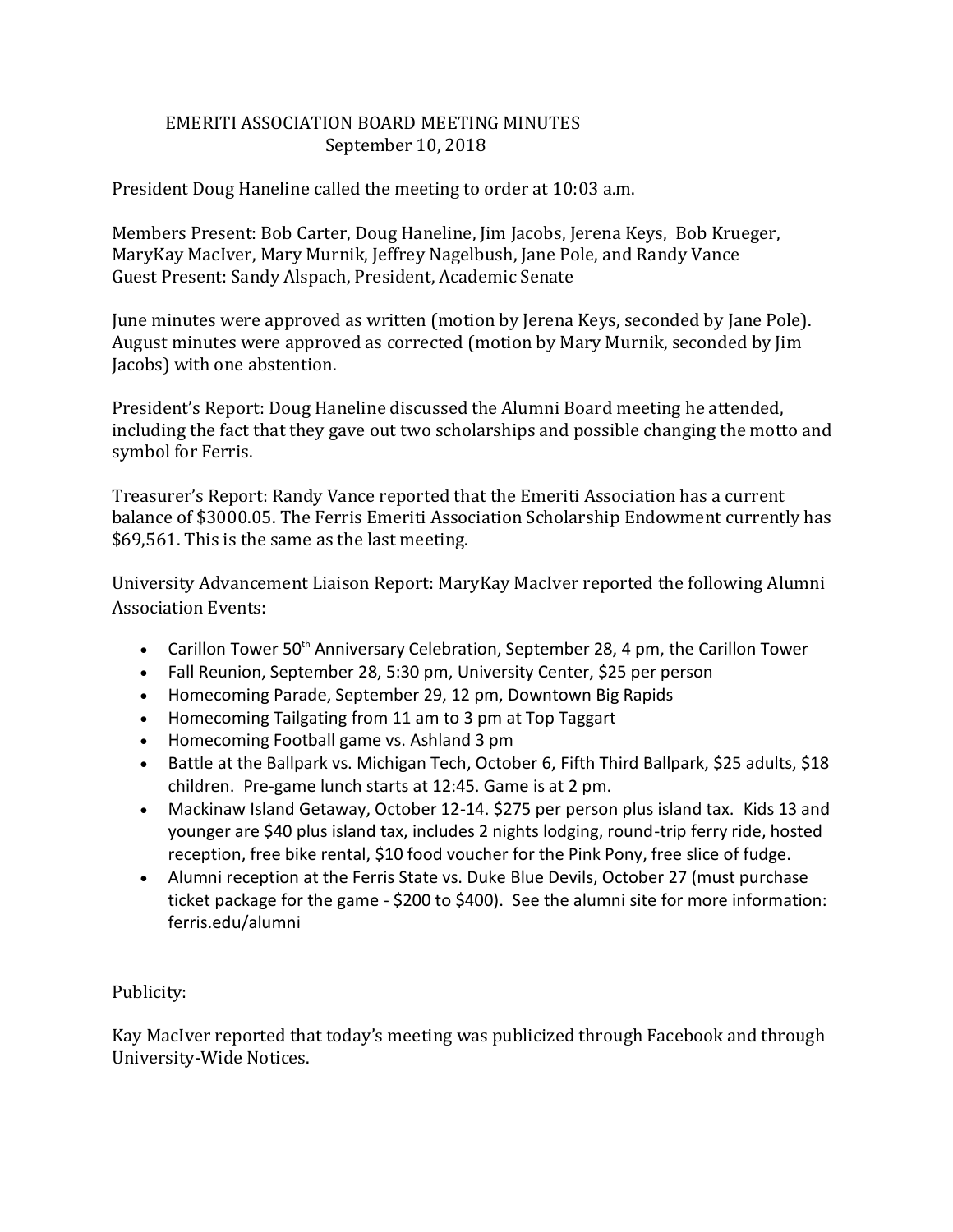# EMERITI ASSOCIATION BOARD MEETING MINUTES

September 10, 2018

President Doug Haneline called the meeting to order at 10:03 a.m.

Members Present: Bob Carter, Doug Haneline, Jim Jacobs, Jerena Keys, Bob Krueger, MaryKay MacIver, Mary Murnik, Jeffrey Nagelbush, Jane Pole, and Randy Vance
Guest Present: Sandy Alspach, President, Academic Senate

June minutes were approved as written (motion by Jerena Keys, seconded by Jane Pole). August minutes were approved as corrected (motion by Mary Murnik, seconded by Jim Jacobs) with one abstention.

President's Report: Doug Haneline discussed the Alumni Board meeting he attended, including the fact that they gave out two scholarships and possible changing the motto and symbol for Ferris.

Treasurer's Report: Randy Vance reported that the Emeriti Association has a current balance of $3000.05. The Ferris Emeriti Association Scholarship Endowment currently has $69,561. This is the same as the last meeting.

University Advancement Liaison Report: MaryKay MacIver reported the following Alumni Association Events:

- Carillon Tower 50th Anniversary Celebration, September 28, 4 pm, the Carillon Tower
- Fall Reunion, September 28, 5:30 pm, University Center, $25 per person
- Homecoming Parade, September 29, 12 pm, Downtown Big Rapids
- Homecoming Tailgating from 11 am to 3 pm at Top Taggart
- Homecoming Football game vs. Ashland 3 pm
- Battle at the Ballpark vs. Michigan Tech, October 6, Fifth Third Ballpark, $25 adults, $18 children. Pre-game lunch starts at 12:45. Game is at 2 pm.
- Mackinaw Island Getaway, October 12-14. $275 per person plus island tax. Kids 13 and younger are $40 plus island tax, includes 2 nights lodging, round-trip ferry ride, hosted reception, free bike rental, $10 food voucher for the Pink Pony, free slice of fudge.
- Alumni reception at the Ferris State vs. Duke Blue Devils, October 27 (must purchase ticket package for the game - $200 to $400). See the alumni site for more information: ferris.edu/alumni

Publicity:

Kay MacIver reported that today's meeting was publicized through Facebook and through University-Wide Notices.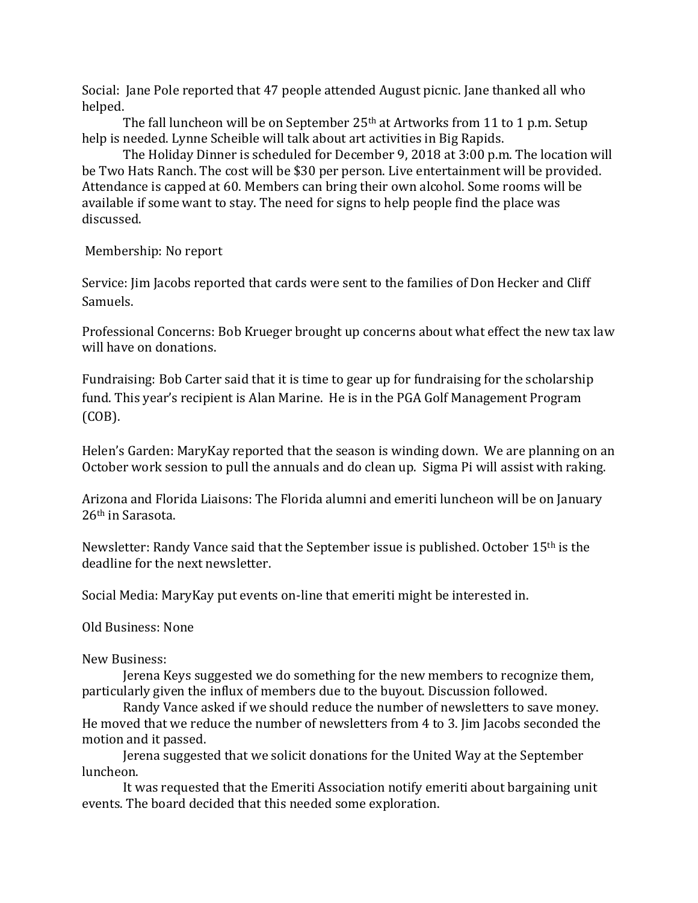Social: Jane Pole reported that 47 people attended August picnic. Jane thanked all who helped.

The fall luncheon will be on September 25th at Artworks from 11 to 1 p.m. Setup help is needed. Lynne Scheible will talk about art activities in Big Rapids.

The Holiday Dinner is scheduled for December 9, 2018 at 3:00 p.m. The location will be Two Hats Ranch. The cost will be $30 per person. Live entertainment will be provided. Attendance is capped at 60. Members can bring their own alcohol. Some rooms will be available if some want to stay. The need for signs to help people find the place was discussed.

Membership: No report

Service: Jim Jacobs reported that cards were sent to the families of Don Hecker and Cliff Samuels.

Professional Concerns: Bob Krueger brought up concerns about what effect the new tax law will have on donations.

Fundraising: Bob Carter said that it is time to gear up for fundraising for the scholarship fund. This year's recipient is Alan Marine. He is in the PGA Golf Management Program (COB).

Helen's Garden: MaryKay reported that the season is winding down. We are planning on an October work session to pull the annuals and do clean up. Sigma Pi will assist with raking.

Arizona and Florida Liaisons: The Florida alumni and emeriti luncheon will be on January 26th in Sarasota.

Newsletter: Randy Vance said that the September issue is published. October 15th is the deadline for the next newsletter.

Social Media: MaryKay put events on-line that emeriti might be interested in.

Old Business: None

New Business:

Jerena Keys suggested we do something for the new members to recognize them, particularly given the influx of members due to the buyout. Discussion followed.

Randy Vance asked if we should reduce the number of newsletters to save money. He moved that we reduce the number of newsletters from 4 to 3. Jim Jacobs seconded the motion and it passed.

Jerena suggested that we solicit donations for the United Way at the September luncheon.

It was requested that the Emeriti Association notify emeriti about bargaining unit events. The board decided that this needed some exploration.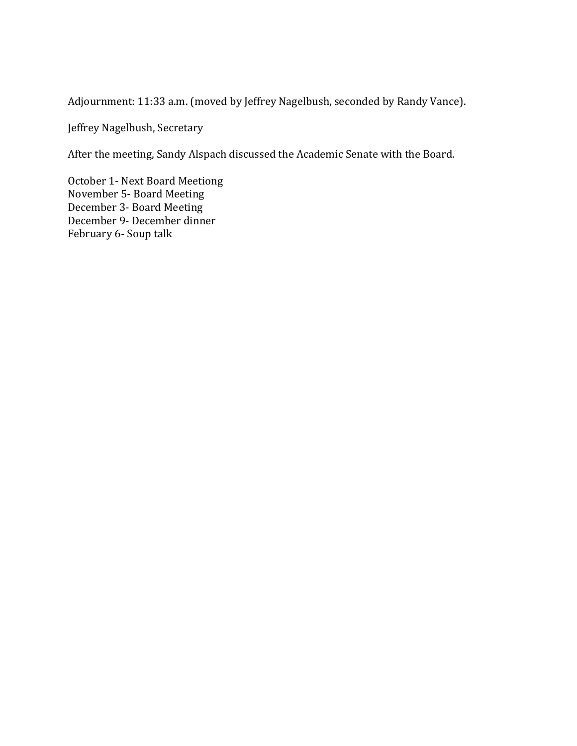Adjournment: 11:33 a.m. (moved by Jeffrey Nagelbush, seconded by Randy Vance).

Jeffrey Nagelbush, Secretary

After the meeting, Sandy Alspach discussed the Academic Senate with the Board.

October 1- Next Board Meetiong
November 5- Board Meeting
December 3- Board Meeting
December 9- December dinner
February 6- Soup talk